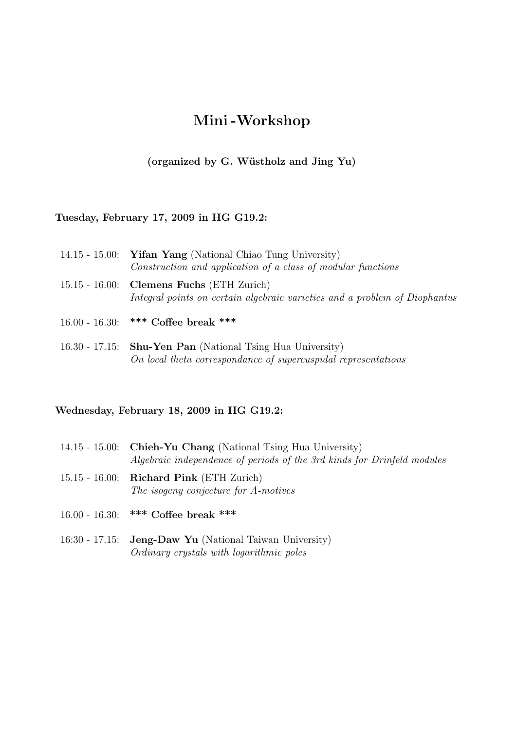# Mini - Workshop

**(organized by G. Wüstholz and Jing Yu)**

**Tuesday, February 17, 2009 in HG G19.2:**

14.15 - 15.00: **Yifan Yang** (National Chiao Tung University)
*Construction and application of a class of modular functions*

15.15 - 16.00: **Clemens Fuchs** (ETH Zurich)
*Integral points on certain algebraic varieties and a problem of Diophantus*

16.00 - 16.30: **\*\*\* Coffee break \*\*\***

16.30 - 17.15: **Shu-Yen Pan** (National Tsing Hua University)
*On local theta correspondance of supercuspidal representations*

**Wednesday, February 18, 2009 in HG G19.2:**

14.15 - 15.00: **Chieh-Yu Chang** (National Tsing Hua University)
*Algebraic independence of periods of the 3rd kinds for Drinfeld modules*

15.15 - 16.00: **Richard Pink** (ETH Zurich)
*The isogeny conjecture for A-motives*

16.00 - 16.30: **\*\*\* Coffee break \*\*\***

16:30 - 17.15: **Jeng-Daw Yu** (National Taiwan University)
*Ordinary crystals with logarithmic poles*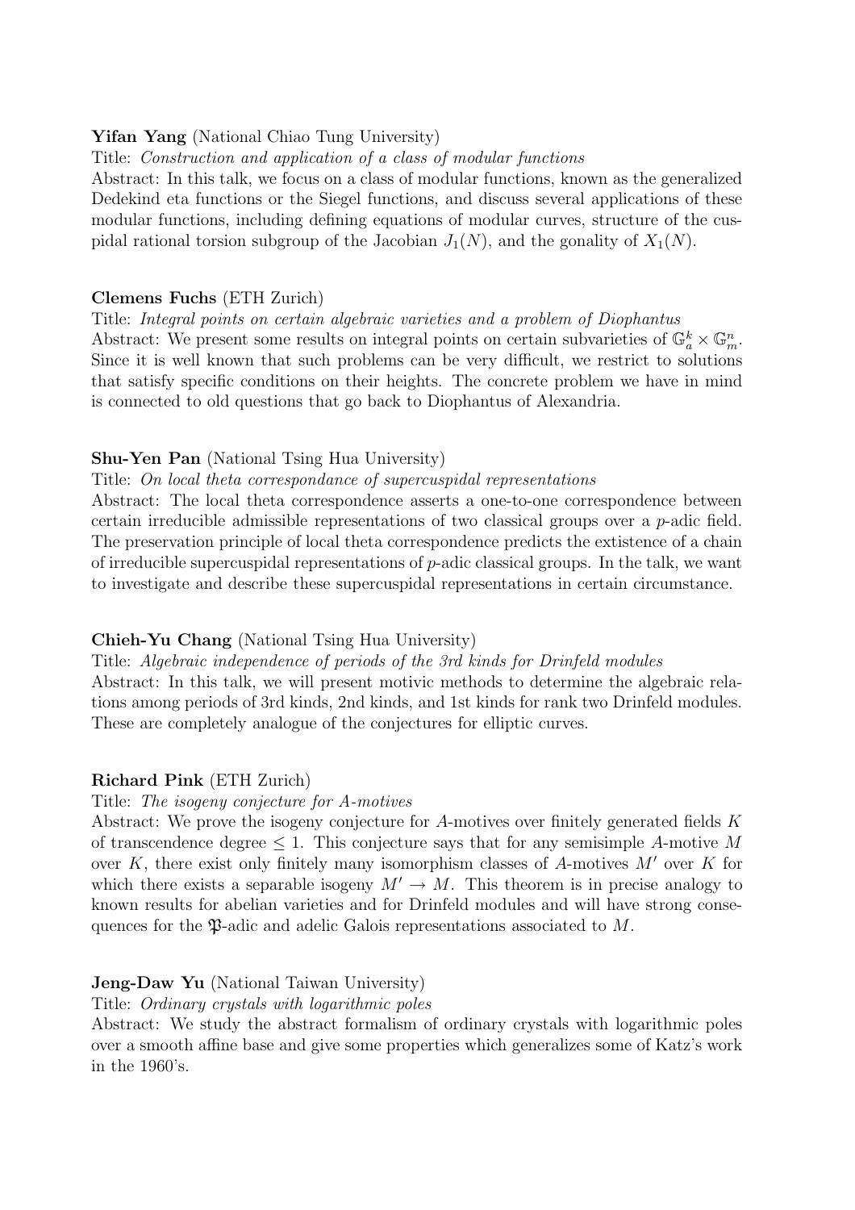**Yifan Yang** (National Chiao Tung University)

Title: *Construction and application of a class of modular functions*

Abstract: In this talk, we focus on a class of modular functions, known as the generalized Dedekind eta functions or the Siegel functions, and discuss several applications of these modular functions, including defining equations of modular curves, structure of the cuspidal rational torsion subgroup of the Jacobian $J_1(N)$, and the gonality of $X_1(N)$.

**Clemens Fuchs** (ETH Zurich)

Title: *Integral points on certain algebraic varieties and a problem of Diophantus*

Abstract: We present some results on integral points on certain subvarieties of $\mathbb{G}_a^k \times \mathbb{G}_m^n$. Since it is well known that such problems can be very difficult, we restrict to solutions that satisfy specific conditions on their heights. The concrete problem we have in mind is connected to old questions that go back to Diophantus of Alexandria.

**Shu-Yen Pan** (National Tsing Hua University)

Title: *On local theta correspondance of supercuspidal representations*

Abstract: The local theta correspondence asserts a one-to-one correspondence between certain irreducible admissible representations of two classical groups over a $p$-adic field. The preservation principle of local theta correspondence predicts the extistence of a chain of irreducible supercuspidal representations of $p$-adic classical groups. In the talk, we want to investigate and describe these supercuspidal representations in certain circumstance.

**Chieh-Yu Chang** (National Tsing Hua University)

Title: *Algebraic independence of periods of the 3rd kinds for Drinfeld modules*

Abstract: In this talk, we will present motivic methods to determine the algebraic relations among periods of 3rd kinds, 2nd kinds, and 1st kinds for rank two Drinfeld modules. These are completely analogue of the conjectures for elliptic curves.

**Richard Pink** (ETH Zurich)

Title: *The isogeny conjecture for A-motives*

Abstract: We prove the isogeny conjecture for $A$-motives over finitely generated fields $K$ of transcendence degree $\leq 1$. This conjecture says that for any semisimple $A$-motive $M$ over $K$, there exist only finitely many isomorphism classes of $A$-motives $M'$ over $K$ for which there exists a separable isogeny $M' \to M$. This theorem is in precise analogy to known results for abelian varieties and for Drinfeld modules and will have strong consequences for the $\mathfrak{P}$-adic and adelic Galois representations associated to $M$.

**Jeng-Daw Yu** (National Taiwan University)

Title: *Ordinary crystals with logarithmic poles*

Abstract: We study the abstract formalism of ordinary crystals with logarithmic poles over a smooth affine base and give some properties which generalizes some of Katz's work in the 1960's.